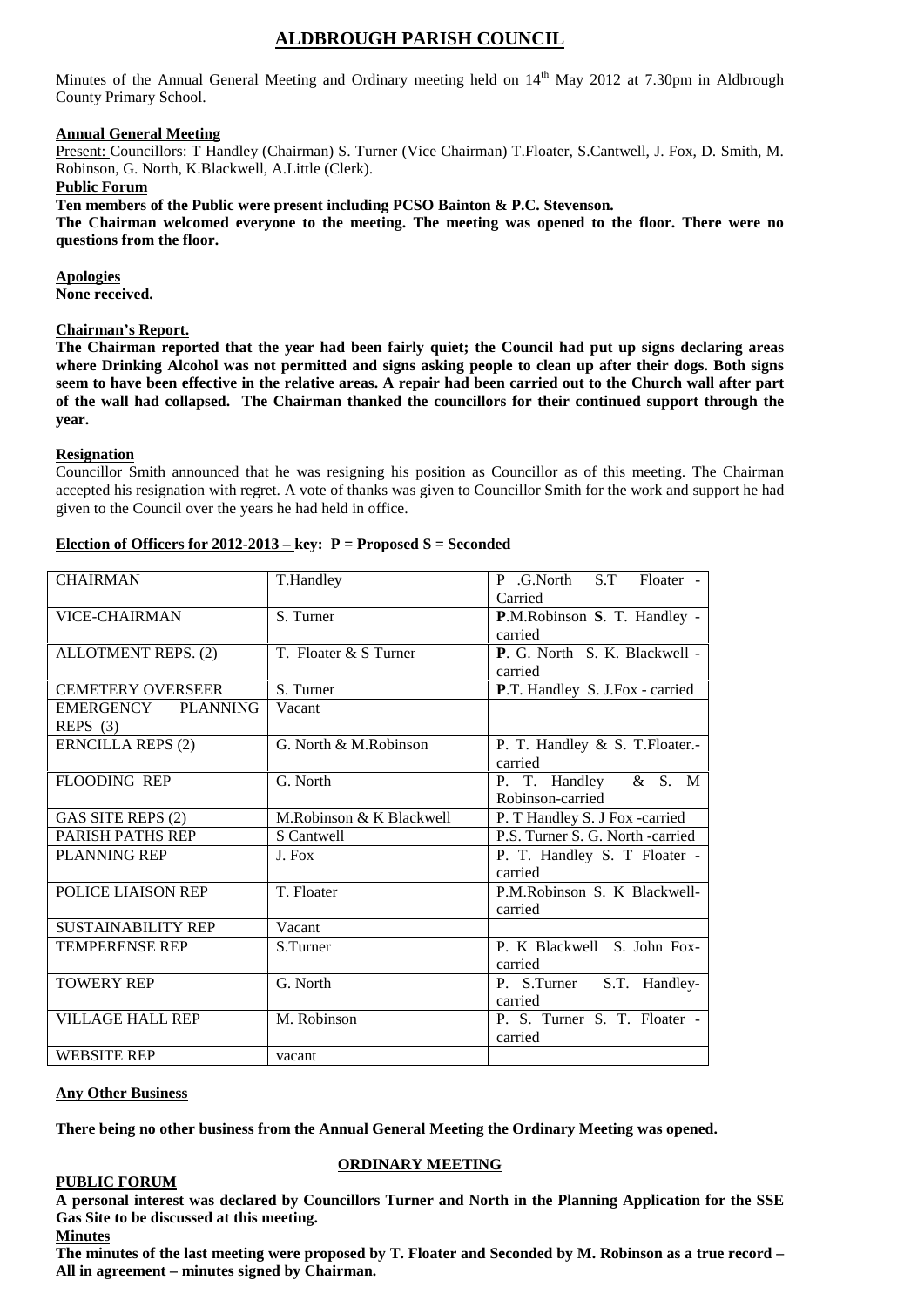# ALDBROUGH PARISH COUNCIL

Minutes of the Annual General Meeting and Ordinary meeting held on 14th May 2012 at 7.30pm in Aldbrough County Primary School.

## Annual General Meeting

Present: Councillors: T Handley (Chairman) S. Turner (Vice Chairman) T.Floater, S.Cantwell, J. Fox, D. Smith, M. Robinson, G. North, K.Blackwell, A.Little (Clerk).

**Public Forum**

**Ten members of the Public were present including PCSO Bainton & P.C. Stevenson.**

**The Chairman welcomed everyone to the meeting. The meeting was opened to the floor. There were no questions from the floor.**

**Apologies**

**None received.**

**Chairman's Report.**

**The Chairman reported that the year had been fairly quiet; the Council had put up signs declaring areas where Drinking Alcohol was not permitted and signs asking people to clean up after their dogs. Both signs seem to have been effective in the relative areas. A repair had been carried out to the Church wall after part of the wall had collapsed. The Chairman thanked the councillors for their continued support through the year.**

**Resignation**

Councillor Smith announced that he was resigning his position as Councillor as of this meeting. The Chairman accepted his resignation with regret. A vote of thanks was given to Councillor Smith for the work and support he had given to the Council over the years he had held in office.

**Election of Officers for 2012-2013 – key: P = Proposed S = Seconded**

| CHAIRMAN | T.Handley | P .G.North S.T Floater - Carried |
|---|---|---|
| VICE-CHAIRMAN | S. Turner | **P**.M.Robinson **S**. T. Handley - carried |
| ALLOTMENT REPS. (2) | T. Floater & S Turner | **P**. G. North S. K. Blackwell - carried |
| CEMETERY OVERSEER | S. Turner | **P**.T. Handley S. J.Fox - carried |
| EMERGENCY PLANNING REPS (3) | Vacant | |
| ERNCILLA REPS (2) | G. North & M.Robinson | P. T. Handley & S. T.Floater.- carried |
| FLOODING REP | G. North | P. T. Handley & S. M Robinson-carried |
| GAS SITE REPS (2) | M.Robinson & K Blackwell | P. T Handley S. J Fox -carried |
| PARISH PATHS REP | S Cantwell | P.S. Turner S. G. North -carried |
| PLANNING REP | J. Fox | P. T. Handley S. T Floater - carried |
| POLICE LIAISON REP | T. Floater | P.M.Robinson S. K Blackwell- carried |
| SUSTAINABILITY REP | Vacant | |
| TEMPERENSE REP | S.Turner | P. K Blackwell S. John Fox- carried |
| TOWERY REP | G. North | P. S.Turner S.T. Handley- carried |
| VILLAGE HALL REP | M. Robinson | P. S. Turner S. T. Floater - carried |
| WEBSITE REP | vacant | |

**Any Other Business**

**There being no other business from the Annual General Meeting the Ordinary Meeting was opened.**

## ORDINARY MEETING

**PUBLIC FORUM**

**A personal interest was declared by Councillors Turner and North in the Planning Application for the SSE Gas Site to be discussed at this meeting.**

**Minutes**

**The minutes of the last meeting were proposed by T. Floater and Seconded by M. Robinson as a true record – All in agreement – minutes signed by Chairman.**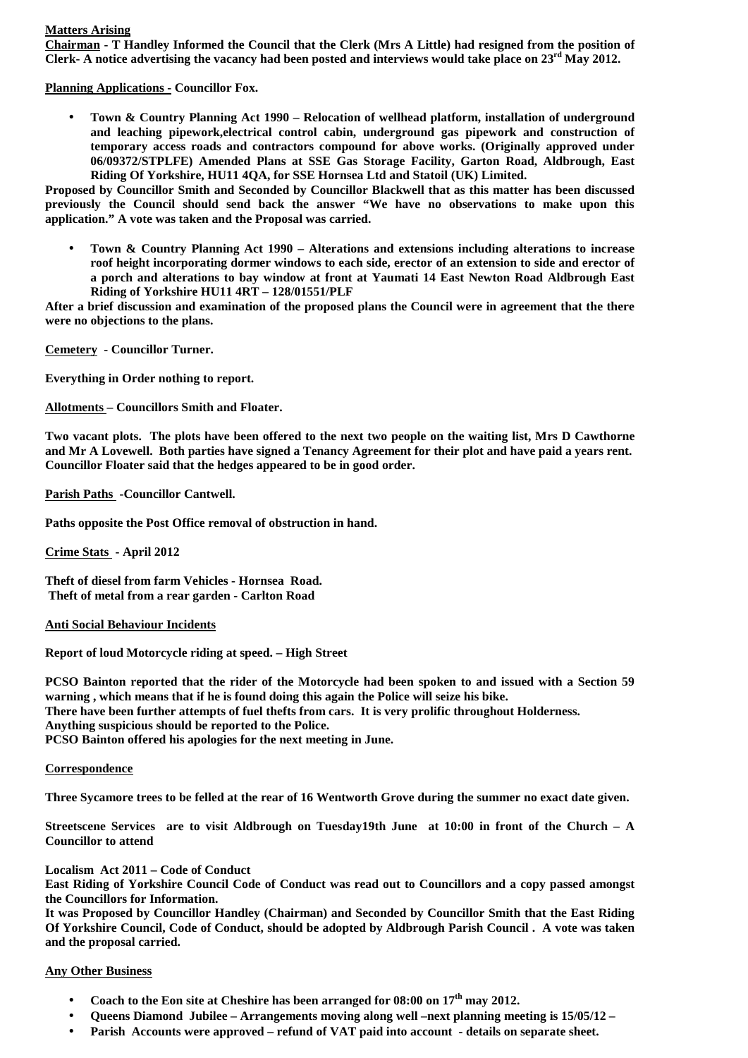**Matters Arising**

**Chairman - T Handley Informed the Council that the Clerk (Mrs A Little) had resigned from the position of Clerk- A notice advertising the vacancy had been posted and interviews would take place on 23rd May 2012.**

**Planning Applications - Councillor Fox.**

- **Town & Country Planning Act 1990 – Relocation of wellhead platform, installation of underground and leaching pipework,electrical control cabin, underground gas pipework and construction of temporary access roads and contractors compound for above works. (Originally approved under 06/09372/STPLFE) Amended Plans at SSE Gas Storage Facility, Garton Road, Aldbrough, East Riding Of Yorkshire, HU11 4QA, for SSE Hornsea Ltd and Statoil (UK) Limited.**

**Proposed by Councillor Smith and Seconded by Councillor Blackwell that as this matter has been discussed previously the Council should send back the answer "We have no observations to make upon this application." A vote was taken and the Proposal was carried.**

- **Town & Country Planning Act 1990 – Alterations and extensions including alterations to increase roof height incorporating dormer windows to each side, erector of an extension to side and erector of a porch and alterations to bay window at front at Yaumati 14 East Newton Road Aldbrough East Riding of Yorkshire HU11 4RT – 128/01551/PLF**

**After a brief discussion and examination of the proposed plans the Council were in agreement that the there were no objections to the plans.**

**Cemetery - Councillor Turner.**

**Everything in Order nothing to report.**

**Allotments – Councillors Smith and Floater.**

**Two vacant plots. The plots have been offered to the next two people on the waiting list, Mrs D Cawthorne and Mr A Lovewell. Both parties have signed a Tenancy Agreement for their plot and have paid a years rent. Councillor Floater said that the hedges appeared to be in good order.**

**Parish Paths -Councillor Cantwell.**

**Paths opposite the Post Office removal of obstruction in hand.**

**Crime Stats - April 2012**

**Theft of diesel from farm Vehicles - Hornsea Road.**
**Theft of metal from a rear garden - Carlton Road**

**Anti Social Behaviour Incidents**

**Report of loud Motorcycle riding at speed. – High Street**

**PCSO Bainton reported that the rider of the Motorcycle had been spoken to and issued with a Section 59 warning , which means that if he is found doing this again the Police will seize his bike.**
**There have been further attempts of fuel thefts from cars. It is very prolific throughout Holderness.**
**Anything suspicious should be reported to the Police.**
**PCSO Bainton offered his apologies for the next meeting in June.**

**Correspondence**

**Three Sycamore trees to be felled at the rear of 16 Wentworth Grove during the summer no exact date given.**

**Streetscene Services are to visit Aldbrough on Tuesday19th June at 10:00 in front of the Church – A Councillor to attend**

**Localism Act 2011 – Code of Conduct**
**East Riding of Yorkshire Council Code of Conduct was read out to Councillors and a copy passed amongst the Councillors for Information.**
**It was Proposed by Councillor Handley (Chairman) and Seconded by Councillor Smith that the East Riding Of Yorkshire Council, Code of Conduct, should be adopted by Aldbrough Parish Council . A vote was taken and the proposal carried.**

**Any Other Business**

- **Coach to the Eon site at Cheshire has been arranged for 08:00 on 17th may 2012.**
- **Queens Diamond Jubilee – Arrangements moving along well –next planning meeting is 15/05/12 –**
- **Parish Accounts were approved – refund of VAT paid into account - details on separate sheet.**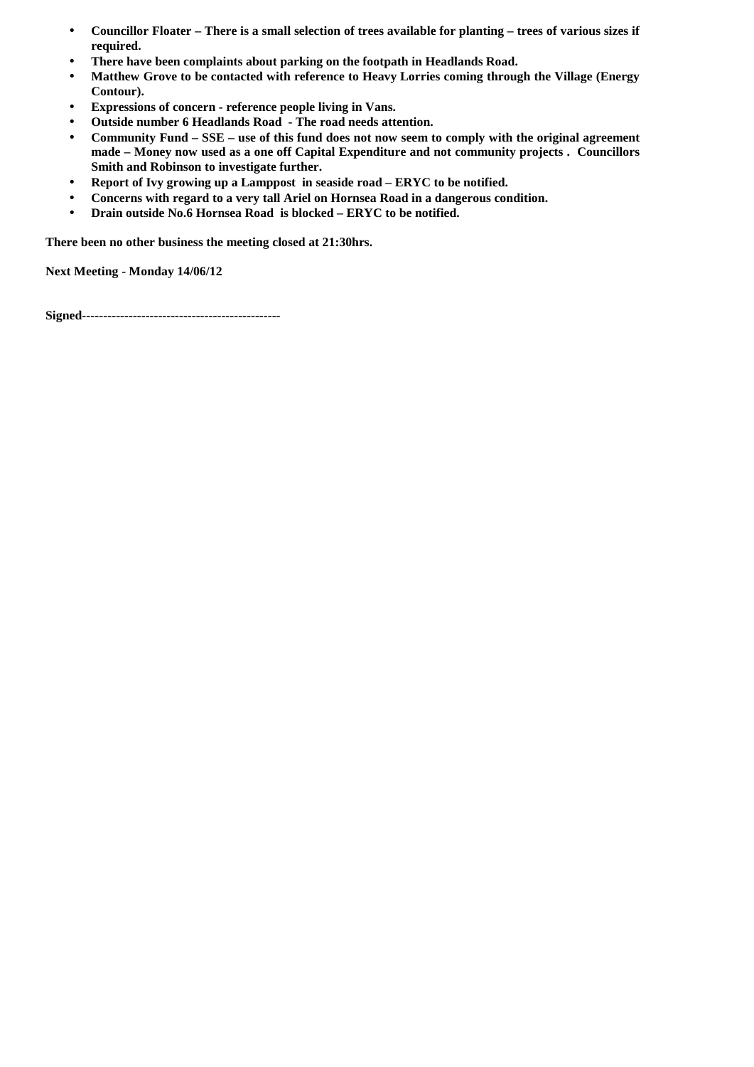- **Councillor Floater – There is a small selection of trees available for planting – trees of various sizes if required.**
- **There have been complaints about parking on the footpath in Headlands Road.**
- **Matthew Grove to be contacted with reference to Heavy Lorries coming through the Village (Energy Contour).**
- **Expressions of concern - reference people living in Vans.**
- **Outside number 6 Headlands Road - The road needs attention.**
- **Community Fund – SSE – use of this fund does not now seem to comply with the original agreement made – Money now used as a one off Capital Expenditure and not community projects . Councillors Smith and Robinson to investigate further.**
- **Report of Ivy growing up a Lamppost in seaside road – ERYC to be notified.**
- **Concerns with regard to a very tall Ariel on Hornsea Road in a dangerous condition.**
- **Drain outside No.6 Hornsea Road is blocked – ERYC to be notified.**

**There been no other business the meeting closed at 21:30hrs.**

**Next Meeting - Monday 14/06/12**

**Signed-----------------------------------------------**